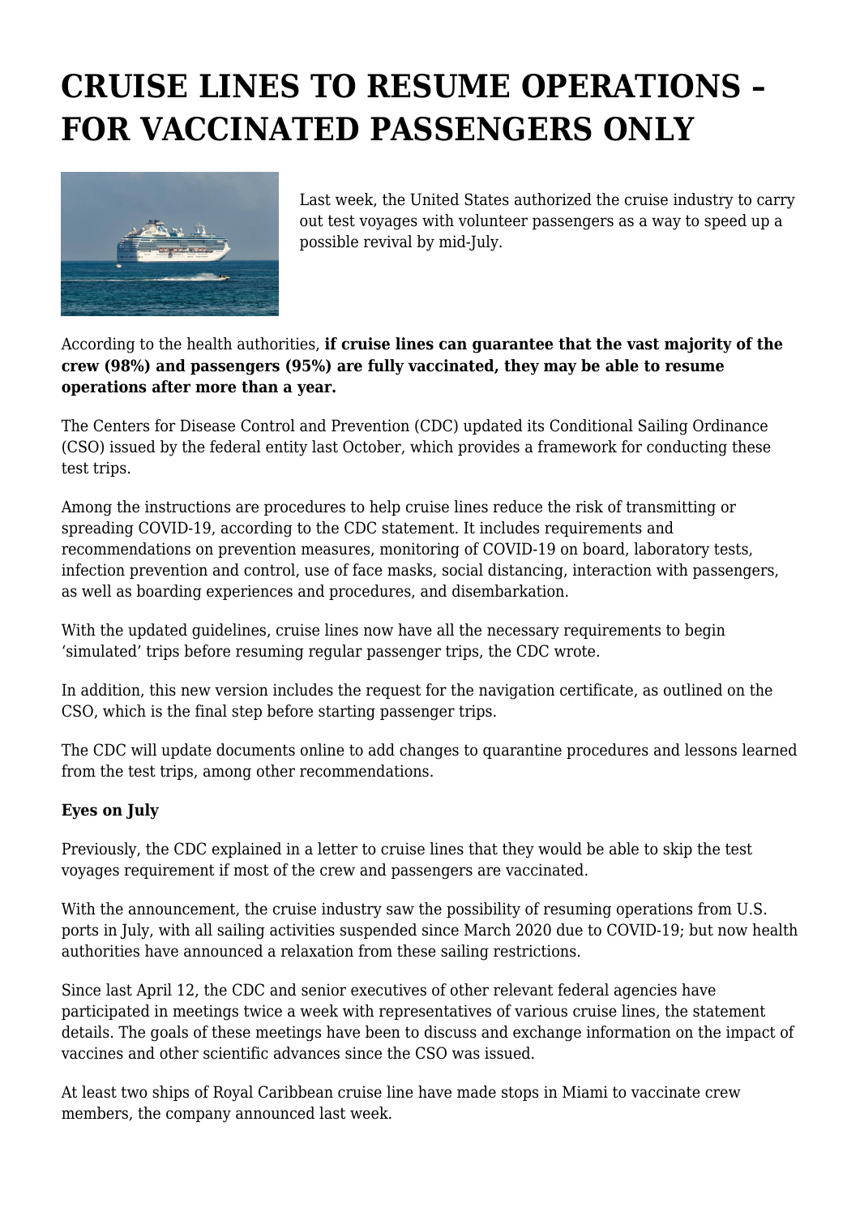# CRUISE LINES TO RESUME OPERATIONS – FOR VACCINATED PASSENGERS ONLY

Last week, the United States authorized the cruise industry to carry out test voyages with volunteer passengers as a way to speed up a possible revival by mid-July.

According to the health authorities, **if cruise lines can guarantee that the vast majority of the crew (98%) and passengers (95%) are fully vaccinated, they may be able to resume operations after more than a year.**

The Centers for Disease Control and Prevention (CDC) updated its Conditional Sailing Ordinance (CSO) issued by the federal entity last October, which provides a framework for conducting these test trips.

Among the instructions are procedures to help cruise lines reduce the risk of transmitting or spreading COVID-19, according to the CDC statement. It includes requirements and recommendations on prevention measures, monitoring of COVID-19 on board, laboratory tests, infection prevention and control, use of face masks, social distancing, interaction with passengers, as well as boarding experiences and procedures, and disembarkation.

With the updated guidelines, cruise lines now have all the necessary requirements to begin 'simulated' trips before resuming regular passenger trips, the CDC wrote.

In addition, this new version includes the request for the navigation certificate, as outlined on the CSO, which is the final step before starting passenger trips.

The CDC will update documents online to add changes to quarantine procedures and lessons learned from the test trips, among other recommendations.

**Eyes on July**

Previously, the CDC explained in a letter to cruise lines that they would be able to skip the test voyages requirement if most of the crew and passengers are vaccinated.

With the announcement, the cruise industry saw the possibility of resuming operations from U.S. ports in July, with all sailing activities suspended since March 2020 due to COVID-19; but now health authorities have announced a relaxation from these sailing restrictions.

Since last April 12, the CDC and senior executives of other relevant federal agencies have participated in meetings twice a week with representatives of various cruise lines, the statement details. The goals of these meetings have been to discuss and exchange information on the impact of vaccines and other scientific advances since the CSO was issued.

At least two ships of Royal Caribbean cruise line have made stops in Miami to vaccinate crew members, the company announced last week.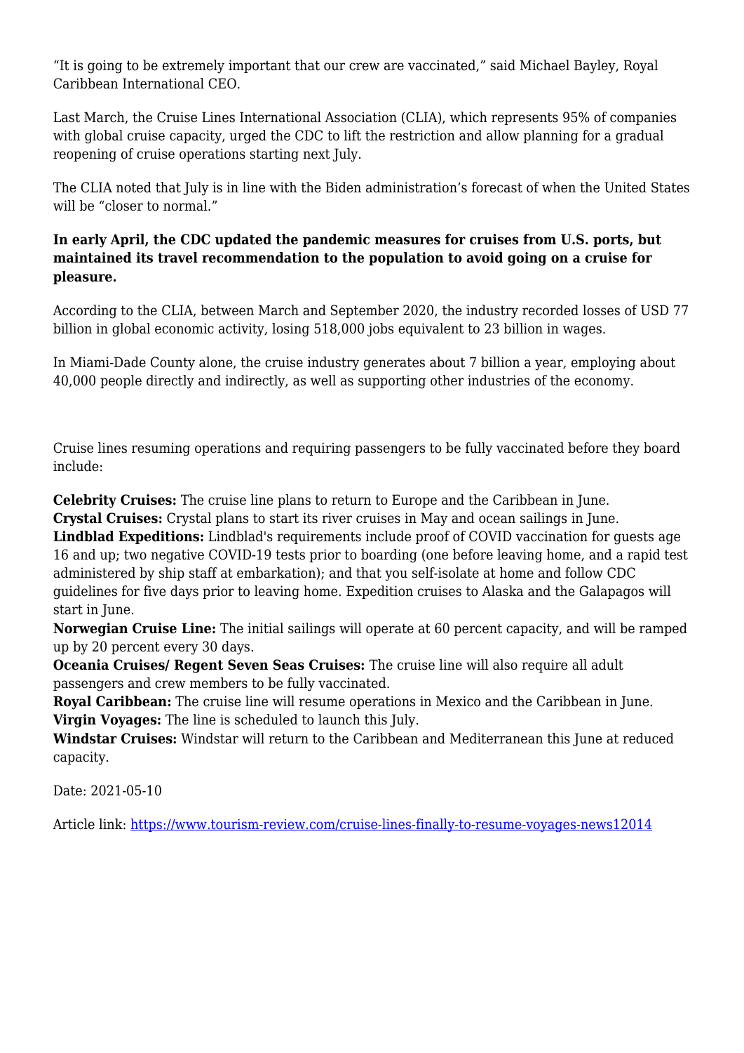“It is going to be extremely important that our crew are vaccinated,” said Michael Bayley, Royal Caribbean International CEO.

Last March, the Cruise Lines International Association (CLIA), which represents 95% of companies with global cruise capacity, urged the CDC to lift the restriction and allow planning for a gradual reopening of cruise operations starting next July.

The CLIA noted that July is in line with the Biden administration’s forecast of when the United States will be “closer to normal.”

**In early April, the CDC updated the pandemic measures for cruises from U.S. ports, but maintained its travel recommendation to the population to avoid going on a cruise for pleasure.**

According to the CLIA, between March and September 2020, the industry recorded losses of USD 77 billion in global economic activity, losing 518,000 jobs equivalent to 23 billion in wages.

In Miami-Dade County alone, the cruise industry generates about 7 billion a year, employing about 40,000 people directly and indirectly, as well as supporting other industries of the economy.

Cruise lines resuming operations and requiring passengers to be fully vaccinated before they board include:

**Celebrity Cruises:** The cruise line plans to return to Europe and the Caribbean in June.
**Crystal Cruises:** Crystal plans to start its river cruises in May and ocean sailings in June.
**Lindblad Expeditions:** Lindblad's requirements include proof of COVID vaccination for guests age 16 and up; two negative COVID-19 tests prior to boarding (one before leaving home, and a rapid test administered by ship staff at embarkation); and that you self-isolate at home and follow CDC guidelines for five days prior to leaving home. Expedition cruises to Alaska and the Galapagos will start in June.
**Norwegian Cruise Line:** The initial sailings will operate at 60 percent capacity, and will be ramped up by 20 percent every 30 days.
**Oceania Cruises/ Regent Seven Seas Cruises:** The cruise line will also require all adult passengers and crew members to be fully vaccinated.
**Royal Caribbean:** The cruise line will resume operations in Mexico and the Caribbean in June.
**Virgin Voyages:** The line is scheduled to launch this July.
**Windstar Cruises:** Windstar will return to the Caribbean and Mediterranean this June at reduced capacity.

Date: 2021-05-10

Article link: [https://www.tourism-review.com/cruise-lines-finally-to-resume-voyages-news12014](https://www.tourism-review.com/cruise-lines-finally-to-resume-voyages-news12014)